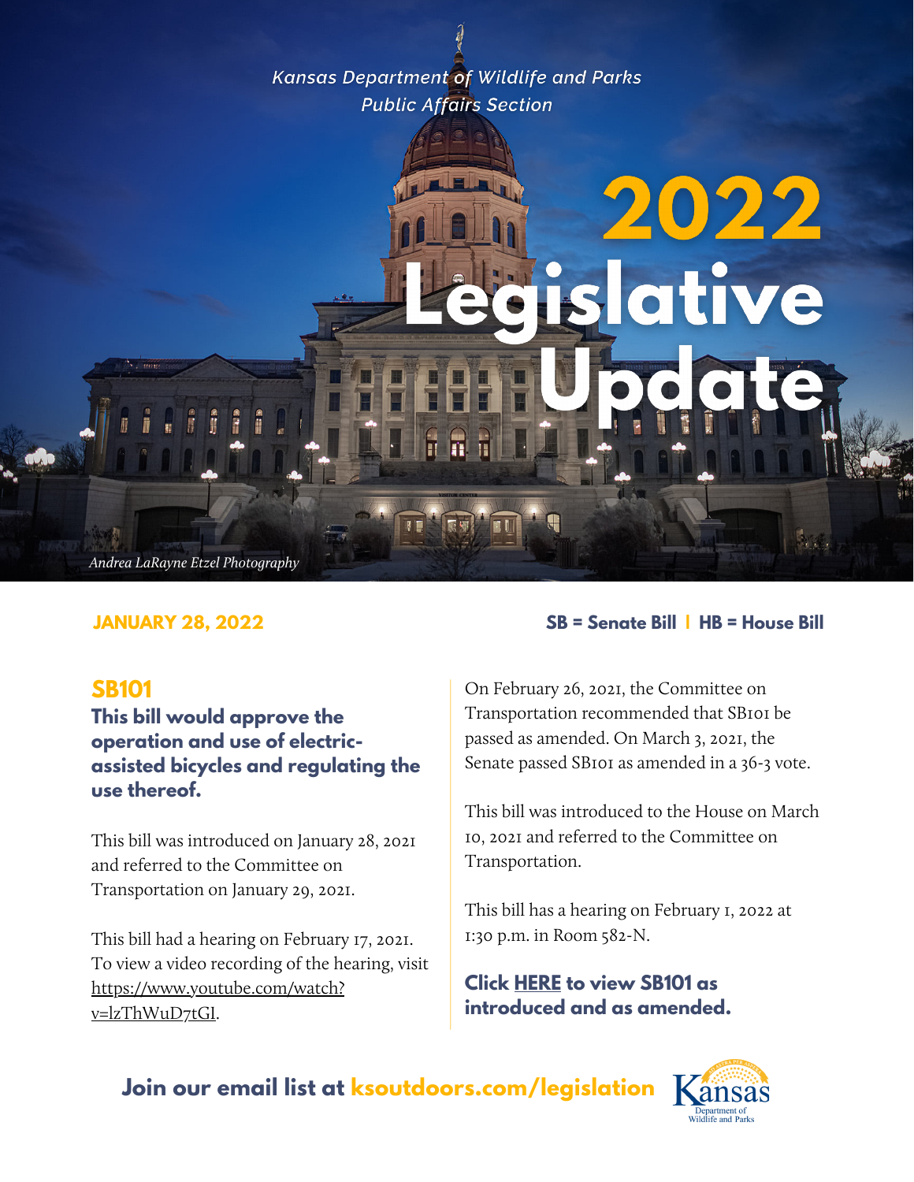*Kansas Department of Wildlife and Parks*
*Public Affairs Section*

# 2022 Legislative Update

*Andrea LaRayne Etzel Photography*

**JANUARY 28, 2022**

**SB = Senate Bill | HB = House Bill**

## SB101

### This bill would approve the operation and use of electric-assisted bicycles and regulating the use thereof.

This bill was introduced on January 28, 2021 and referred to the Committee on Transportation on January 29, 2021.

This bill had a hearing on February 17, 2021. To view a video recording of the hearing, visit https://www.youtube.com/watch?v=lzThWuD7tGI.

On February 26, 2021, the Committee on Transportation recommended that SB101 be passed as amended. On March 3, 2021, the Senate passed SB101 as amended in a 36-3 vote.

This bill was introduced to the House on March 10, 2021 and referred to the Committee on Transportation.

This bill has a hearing on February 1, 2022 at 1:30 p.m. in Room 582-N.

**Click HERE to view SB101 as introduced and as amended.**

**Join our email list at ksoutdoors.com/legislation**

Kansas Department of Wildlife and Parks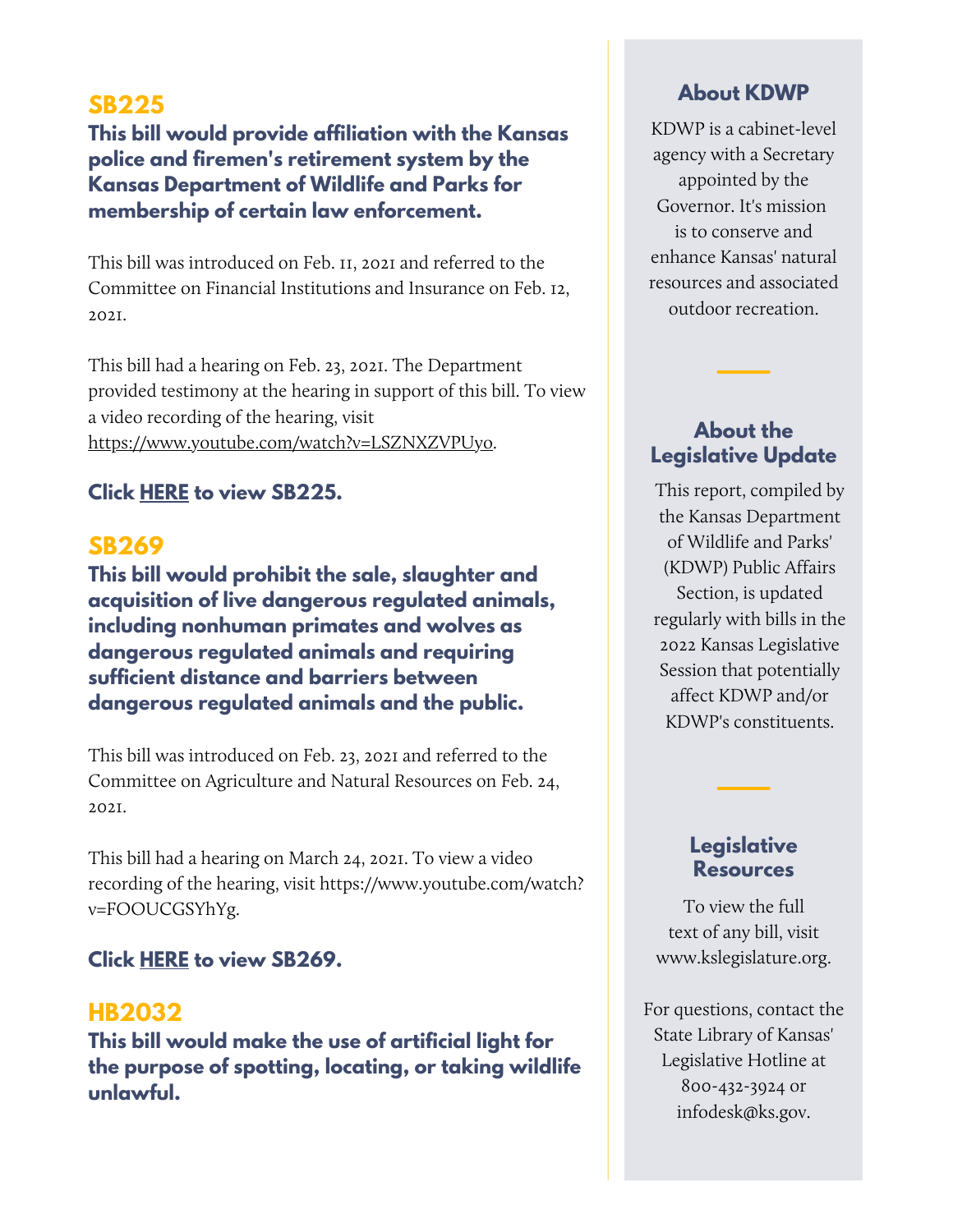## SB225

**This bill would provide affiliation with the Kansas police and firemen's retirement system by the Kansas Department of Wildlife and Parks for membership of certain law enforcement.**

This bill was introduced on Feb. 11, 2021 and referred to the Committee on Financial Institutions and Insurance on Feb. 12, 2021.

This bill had a hearing on Feb. 23, 2021. The Department provided testimony at the hearing in support of this bill. To view a video recording of the hearing, visit https://www.youtube.com/watch?v=LSZNXZVPUyo.

**Click HERE to view SB225.**

## SB269

**This bill would prohibit the sale, slaughter and acquisition of live dangerous regulated animals, including nonhuman primates and wolves as dangerous regulated animals and requiring sufficient distance and barriers between dangerous regulated animals and the public.**

This bill was introduced on Feb. 23, 2021 and referred to the Committee on Agriculture and Natural Resources on Feb. 24, 2021.

This bill had a hearing on March 24, 2021. To view a video recording of the hearing, visit https://www.youtube.com/watch?v=FOOUCGSYhYg.

**Click HERE to view SB269.**

## HB2032

**This bill would make the use of artificial light for the purpose of spotting, locating, or taking wildlife unlawful.**

### About KDWP

KDWP is a cabinet-level agency with a Secretary appointed by the Governor. It's mission is to conserve and enhance Kansas' natural resources and associated outdoor recreation.

### About the Legislative Update

This report, compiled by the Kansas Department of Wildlife and Parks' (KDWP) Public Affairs Section, is updated regularly with bills in the 2022 Kansas Legislative Session that potentially affect KDWP and/or KDWP's constituents.

### Legislative Resources

To view the full text of any bill, visit www.kslegislature.org.

For questions, contact the State Library of Kansas' Legislative Hotline at 800-432-3924 or infodesk@ks.gov.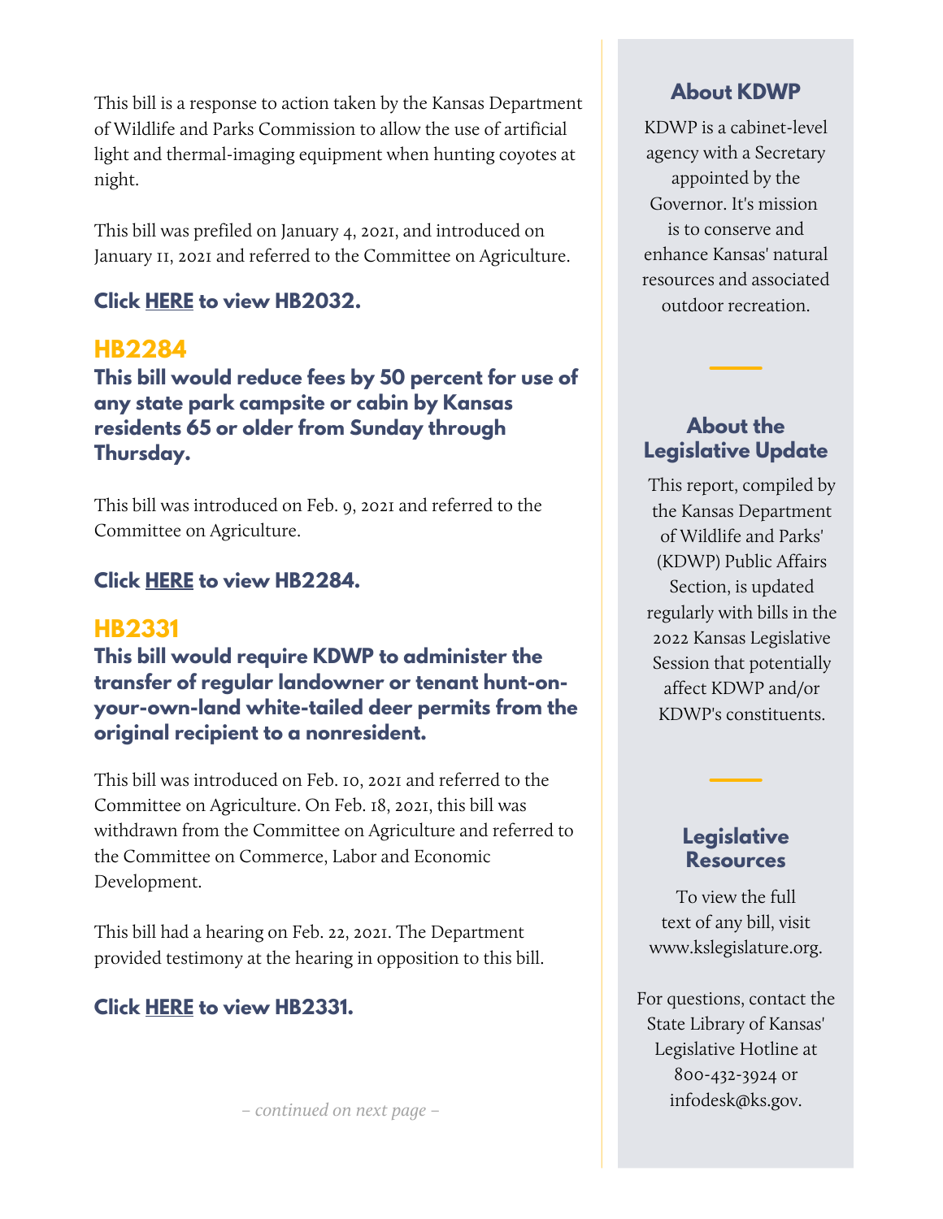This bill is a response to action taken by the Kansas Department of Wildlife and Parks Commission to allow the use of artificial light and thermal-imaging equipment when hunting coyotes at night.

This bill was prefiled on January 4, 2021, and introduced on January 11, 2021 and referred to the Committee on Agriculture.

**Click HERE to view HB2032.**

## HB2284

**This bill would reduce fees by 50 percent for use of any state park campsite or cabin by Kansas residents 65 or older from Sunday through Thursday.**

This bill was introduced on Feb. 9, 2021 and referred to the Committee on Agriculture.

**Click HERE to view HB2284.**

## HB2331

**This bill would require KDWP to administer the transfer of regular landowner or tenant hunt-on-your-own-land white-tailed deer permits from the original recipient to a nonresident.**

This bill was introduced on Feb. 10, 2021 and referred to the Committee on Agriculture. On Feb. 18, 2021, this bill was withdrawn from the Committee on Agriculture and referred to the Committee on Commerce, Labor and Economic Development.

This bill had a hearing on Feb. 22, 2021. The Department provided testimony at the hearing in opposition to this bill.

**Click HERE to view HB2331.**

*– continued on next page –*

### About KDWP

KDWP is a cabinet-level agency with a Secretary appointed by the Governor. It's mission is to conserve and enhance Kansas' natural resources and associated outdoor recreation.

### About the Legislative Update

This report, compiled by the Kansas Department of Wildlife and Parks' (KDWP) Public Affairs Section, is updated regularly with bills in the 2022 Kansas Legislative Session that potentially affect KDWP and/or KDWP's constituents.

### Legislative Resources

To view the full text of any bill, visit www.kslegislature.org.

For questions, contact the State Library of Kansas' Legislative Hotline at 800-432-3924 or infodesk@ks.gov.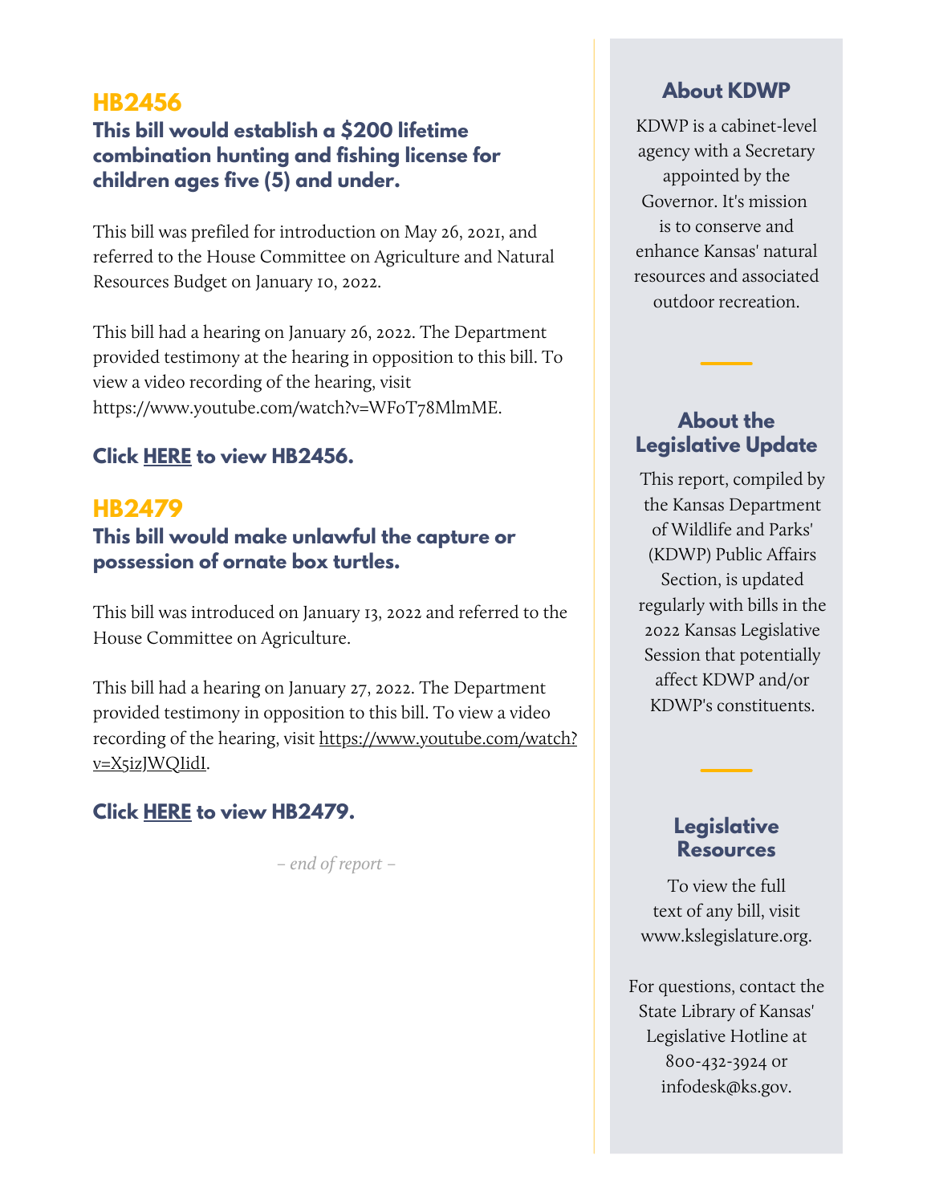## HB2456

### This bill would establish a $200 lifetime combination hunting and fishing license for children ages five (5) and under.

This bill was prefiled for introduction on May 26, 2021, and referred to the House Committee on Agriculture and Natural Resources Budget on January 10, 2022.

This bill had a hearing on January 26, 2022. The Department provided testimony at the hearing in opposition to this bill. To view a video recording of the hearing, visit https://www.youtube.com/watch?v=WFoT78MlmME.

**Click HERE to view HB2456.**

## HB2479

### This bill would make unlawful the capture or possession of ornate box turtles.

This bill was introduced on January 13, 2022 and referred to the House Committee on Agriculture.

This bill had a hearing on January 27, 2022. The Department provided testimony in opposition to this bill. To view a video recording of the hearing, visit https://www.youtube.com/watch?v=X5izJWQ1idI.

**Click HERE to view HB2479.**

*– end of report –*

### About KDWP

KDWP is a cabinet-level agency with a Secretary appointed by the Governor. It's mission is to conserve and enhance Kansas' natural resources and associated outdoor recreation.

### About the Legislative Update

This report, compiled by the Kansas Department of Wildlife and Parks' (KDWP) Public Affairs Section, is updated regularly with bills in the 2022 Kansas Legislative Session that potentially affect KDWP and/or KDWP's constituents.

### Legislative Resources

To view the full text of any bill, visit www.kslegislature.org.

For questions, contact the State Library of Kansas' Legislative Hotline at 800-432-3924 or infodesk@ks.gov.